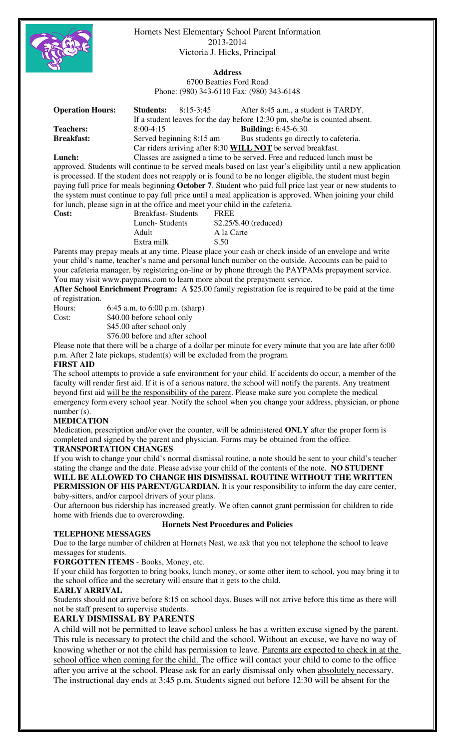# Hornets Nest Elementary School Parent Information
2013-2014
Victoria J. Hicks, Principal

**Address**
6700 Beatties Ford Road
Phone: (980) 343-6110 Fax: (980) 343-6148

**Operation Hours:** **Students:** 8:15-3:45 After 8:45 a.m., a student is TARDY.
If a student leaves for the day before 12:30 pm, she/he is counted absent.

**Teachers:** 8:00-4:15 **Building:** 6:45-6:30

**Breakfast:** Served beginning 8:15 am Bus students go directly to cafeteria.
Car riders arriving after 8:30 **WILL NOT** be served breakfast.

**Lunch:** Classes are assigned a time to be served. Free and reduced lunch must be approved. Students will continue to be served meals based on last year's eligibility until a new application is processed. If the student does not reapply or is found to be no longer eligible, the student must begin paying full price for meals beginning **October 7**. Student who paid full price last year or new students to the system must continue to pay full price until a meal application is approved. When joining your child for lunch, please sign in at the office and meet your child in the cafeteria.

| **Cost:** | Breakfast- Students | FREE |
|---|---|---|
| | Lunch- Students | $2.25/$.40 (reduced) |
| | Adult | A la Carte |
| | Extra milk | $.50 |

Parents may prepay meals at any time. Please place your cash or check inside of an envelope and write your child's name, teacher's name and personal lunch number on the outside. Accounts can be paid to your cafeteria manager, by registering on-line or by phone through the PAYPAMs prepayment service. You may visit www.paypams.com to learn more about the prepayment service.

**After School Enrichment Program:** A $25.00 family registration fee is required to be paid at the time of registration.

Hours: 6:45 a.m. to 6:00 p.m. (sharp)
Cost: $40.00 before school only
$45.00 after school only
$76.00 before and after school

Please note that there will be a charge of a dollar per minute for every minute that you are late after 6:00 p.m. After 2 late pickups, student(s) will be excluded from the program.

### FIRST AID

The school attempts to provide a safe environment for your child. If accidents do occur, a member of the faculty will render first aid. If it is of a serious nature, the school will notify the parents. Any treatment beyond first aid <u>will be the responsibility of the parent</u>. Please make sure you complete the medical emergency form every school year. Notify the school when you change your address, physician, or phone number (s).

### MEDICATION

Medication, prescription and/or over the counter, will be administered **ONLY** after the proper form is completed and signed by the parent and physician. Forms may be obtained from the office.

### TRANSPORTATION CHANGES

If you wish to change your child's normal dismissal routine, a note should be sent to your child's teacher stating the change and the date. Please advise your child of the contents of the note. **NO STUDENT WILL BE ALLOWED TO CHANGE HIS DISMISSAL ROUTINE WITHOUT THE WRITTEN PERMISSION OF HIS PARENT/GUARDIAN.** It is your responsibility to inform the day care center, baby-sitters, and/or carpool drivers of your plans.

Our afternoon bus ridership has increased greatly. We often cannot grant permission for children to ride home with friends due to overcrowding.

## Hornets Nest Procedures and Policies

### TELEPHONE MESSAGES

Due to the large number of children at Hornets Nest, we ask that you not telephone the school to leave messages for students.

### FORGOTTEN ITEMS - Books, Money, etc.

If your child has forgotten to bring books, lunch money, or some other item to school, you may bring it to the school office and the secretary will ensure that it gets to the child.

### EARLY ARRIVAL

Students should not arrive before 8:15 on school days. Buses will not arrive before this time as there will not be staff present to supervise students.

### EARLY DISMISSAL BY PARENTS

A child will not be permitted to leave school unless he has a written excuse signed by the parent. This rule is necessary to protect the child and the school. Without an excuse, we have no way of knowing whether or not the child has permission to leave. <u>Parents are expected to check in at the school office when coming for the child.</u> The office will contact your child to come to the office after you arrive at the school. Please ask for an early dismissal only when <u>absolutely</u> necessary. The instructional day ends at 3:45 p.m. Students signed out before 12:30 will be absent for the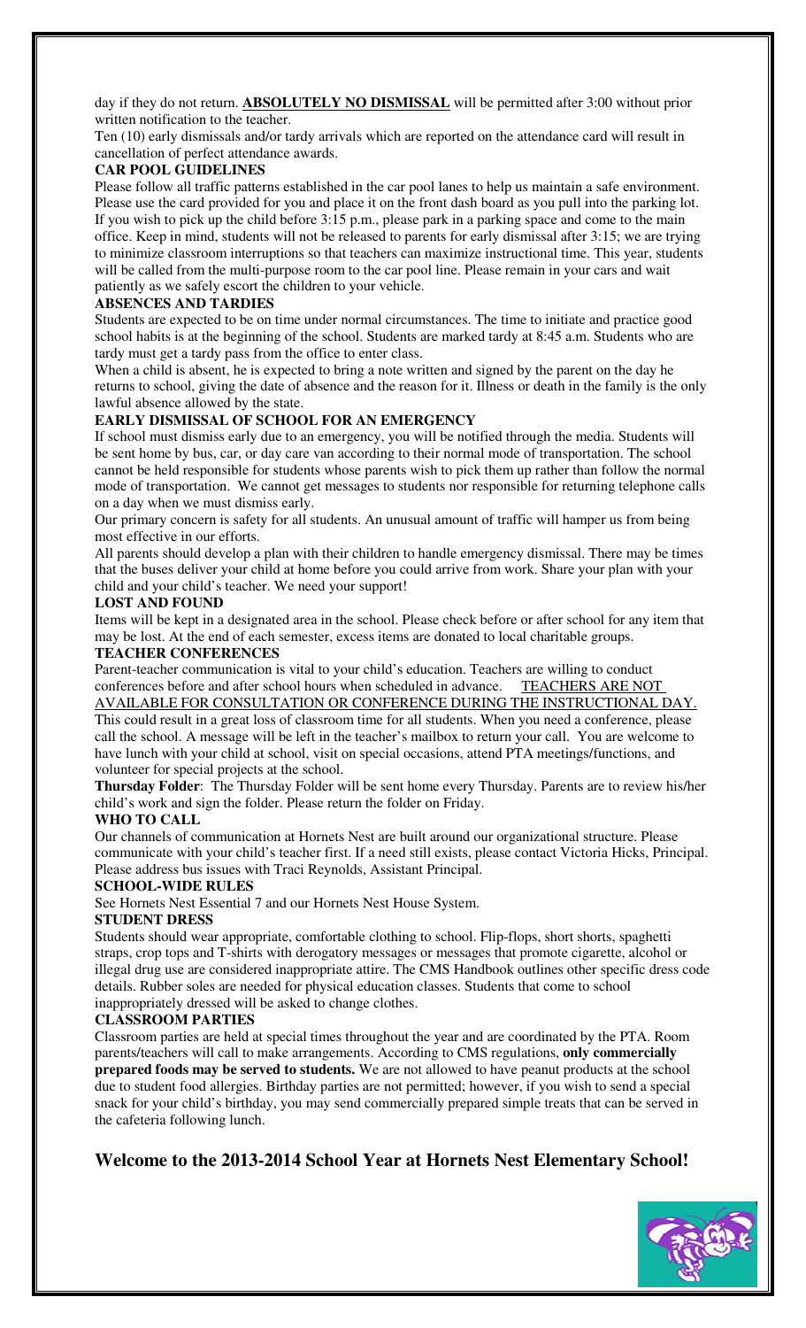day if they do not return. <u>**ABSOLUTELY NO DISMISSAL**</u> will be permitted after 3:00 without prior written notification to the teacher.

Ten (10) early dismissals and/or tardy arrivals which are reported on the attendance card will result in cancellation of perfect attendance awards.

**CAR POOL GUIDELINES**

Please follow all traffic patterns established in the car pool lanes to help us maintain a safe environment. Please use the card provided for you and place it on the front dash board as you pull into the parking lot. If you wish to pick up the child before 3:15 p.m., please park in a parking space and come to the main office. Keep in mind, students will not be released to parents for early dismissal after 3:15; we are trying to minimize classroom interruptions so that teachers can maximize instructional time. This year, students will be called from the multi-purpose room to the car pool line. Please remain in your cars and wait patiently as we safely escort the children to your vehicle.

**ABSENCES AND TARDIES**

Students are expected to be on time under normal circumstances. The time to initiate and practice good school habits is at the beginning of the school. Students are marked tardy at 8:45 a.m. Students who are tardy must get a tardy pass from the office to enter class.

When a child is absent, he is expected to bring a note written and signed by the parent on the day he returns to school, giving the date of absence and the reason for it. Illness or death in the family is the only lawful absence allowed by the state.

**EARLY DISMISSAL OF SCHOOL FOR AN EMERGENCY**

If school must dismiss early due to an emergency, you will be notified through the media. Students will be sent home by bus, car, or day care van according to their normal mode of transportation. The school cannot be held responsible for students whose parents wish to pick them up rather than follow the normal mode of transportation. We cannot get messages to students nor responsible for returning telephone calls on a day when we must dismiss early.

Our primary concern is safety for all students. An unusual amount of traffic will hamper us from being most effective in our efforts.

All parents should develop a plan with their children to handle emergency dismissal. There may be times that the buses deliver your child at home before you could arrive from work. Share your plan with your child and your child's teacher. We need your support!

**LOST AND FOUND**

Items will be kept in a designated area in the school. Please check before or after school for any item that may be lost. At the end of each semester, excess items are donated to local charitable groups.

**TEACHER CONFERENCES**

Parent-teacher communication is vital to your child's education. Teachers are willing to conduct conferences before and after school hours when scheduled in advance. <u>TEACHERS ARE NOT AVAILABLE FOR CONSULTATION OR CONFERENCE DURING THE INSTRUCTIONAL DAY.</u> This could result in a great loss of classroom time for all students. When you need a conference, please call the school. A message will be left in the teacher's mailbox to return your call. You are welcome to have lunch with your child at school, visit on special occasions, attend PTA meetings/functions, and volunteer for special projects at the school.

**Thursday Folder**: The Thursday Folder will be sent home every Thursday. Parents are to review his/her child's work and sign the folder. Please return the folder on Friday.

**WHO TO CALL**

Our channels of communication at Hornets Nest are built around our organizational structure. Please communicate with your child's teacher first. If a need still exists, please contact Victoria Hicks, Principal. Please address bus issues with Traci Reynolds, Assistant Principal.

**SCHOOL-WIDE RULES**

See Hornets Nest Essential 7 and our Hornets Nest House System.

**STUDENT DRESS**

Students should wear appropriate, comfortable clothing to school. Flip-flops, short shorts, spaghetti straps, crop tops and T-shirts with derogatory messages or messages that promote cigarette, alcohol or illegal drug use are considered inappropriate attire. The CMS Handbook outlines other specific dress code details. Rubber soles are needed for physical education classes. Students that come to school inappropriately dressed will be asked to change clothes.

**CLASSROOM PARTIES**

Classroom parties are held at special times throughout the year and are coordinated by the PTA. Room parents/teachers will call to make arrangements. According to CMS regulations, **only commercially prepared foods may be served to students.** We are not allowed to have peanut products at the school due to student food allergies. Birthday parties are not permitted; however, if you wish to send a special snack for your child's birthday, you may send commercially prepared simple treats that can be served in the cafeteria following lunch.

## Welcome to the 2013-2014 School Year at Hornets Nest Elementary School!